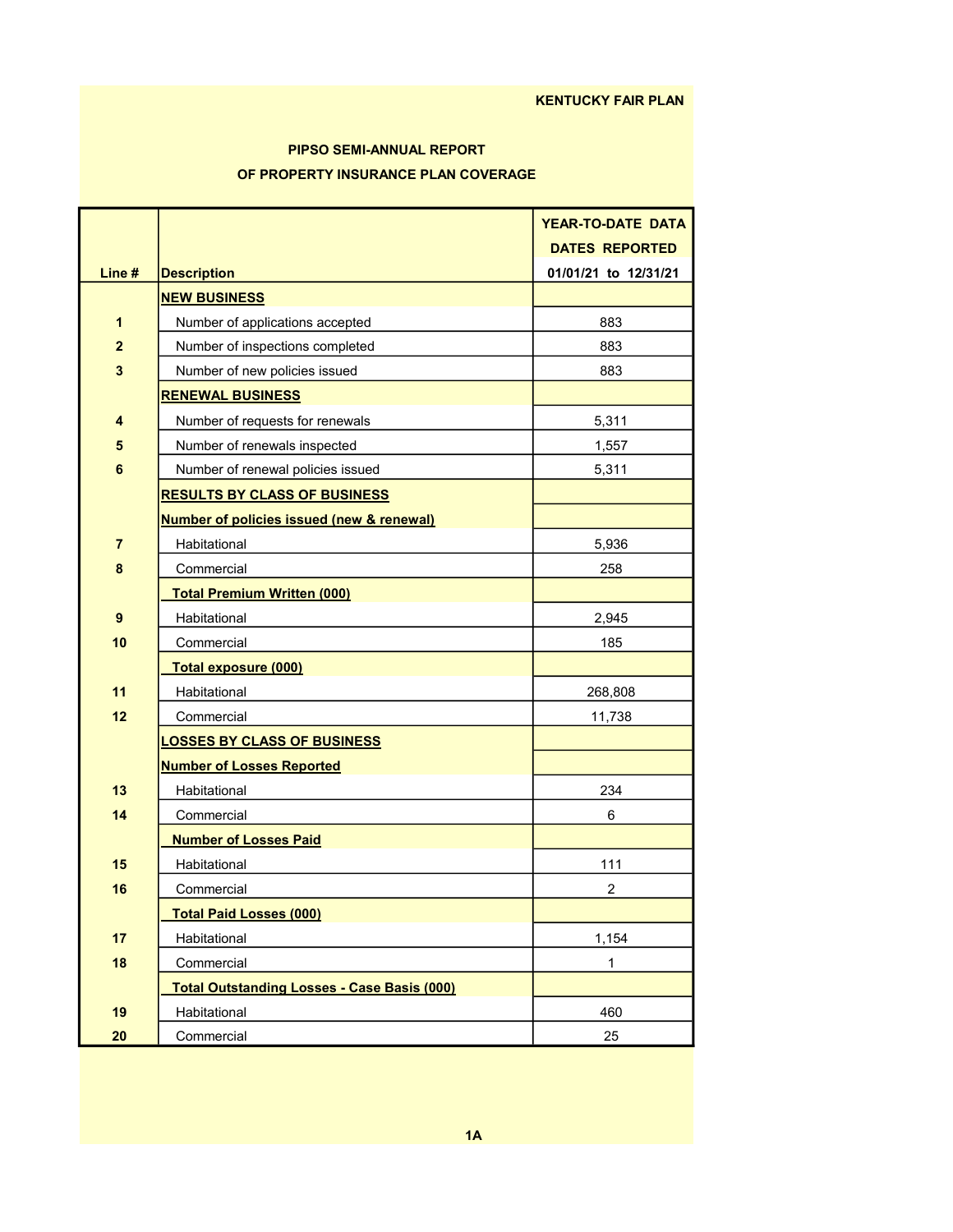KENTUCKY FAIR PLAN

## PIPSO SEMI-ANNUAL REPORT
## OF PROPERTY INSURANCE PLAN COVERAGE

| Line # | Description | YEAR-TO-DATE DATA DATES REPORTED 01/01/21 to 12/31/21 |
|---|---|---|
| | **NEW BUSINESS** | |
| 1 | Number of applications accepted | 883 |
| 2 | Number of inspections completed | 883 |
| 3 | Number of new policies issued | 883 |
| | **RENEWAL BUSINESS** | |
| 4 | Number of requests for renewals | 5,311 |
| 5 | Number of renewals inspected | 1,557 |
| 6 | Number of renewal policies issued | 5,311 |
| | **RESULTS BY CLASS OF BUSINESS** | |
| | **Number of policies issued (new & renewal)** | |
| 7 | Habitational | 5,936 |
| 8 | Commercial | 258 |
| | **Total Premium Written (000)** | |
| 9 | Habitational | 2,945 |
| 10 | Commercial | 185 |
| | **Total exposure (000)** | |
| 11 | Habitational | 268,808 |
| 12 | Commercial | 11,738 |
| | **LOSSES BY CLASS OF BUSINESS** | |
| | **Number of Losses Reported** | |
| 13 | Habitational | 234 |
| 14 | Commercial | 6 |
| | **Number of Losses Paid** | |
| 15 | Habitational | 111 |
| 16 | Commercial | 2 |
| | **Total Paid Losses (000)** | |
| 17 | Habitational | 1,154 |
| 18 | Commercial | 1 |
| | **Total Outstanding Losses - Case Basis (000)** | |
| 19 | Habitational | 460 |
| 20 | Commercial | 25 |

1A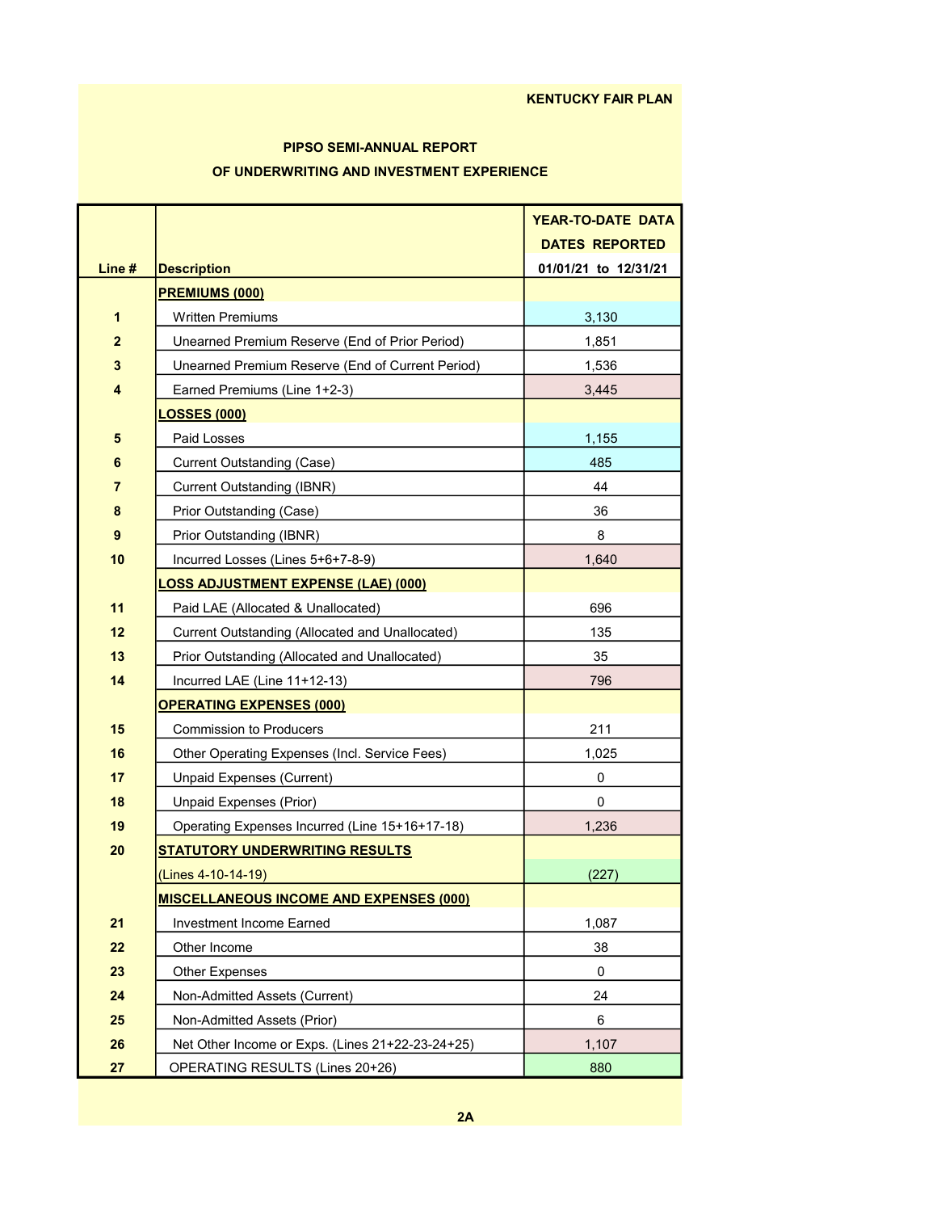KENTUCKY FAIR PLAN

## PIPSO SEMI-ANNUAL REPORT
## OF UNDERWRITING AND INVESTMENT EXPERIENCE

| Line # | Description | YEAR-TO-DATE DATA DATES REPORTED 01/01/21 to 12/31/21 |
|---|---|---|
| | **PREMIUMS (000)** | |
| 1 | Written Premiums | 3,130 |
| 2 | Unearned Premium Reserve (End of Prior Period) | 1,851 |
| 3 | Unearned Premium Reserve (End of Current Period) | 1,536 |
| 4 | Earned Premiums (Line 1+2-3) | 3,445 |
| | **LOSSES (000)** | |
| 5 | Paid Losses | 1,155 |
| 6 | Current Outstanding (Case) | 485 |
| 7 | Current Outstanding (IBNR) | 44 |
| 8 | Prior Outstanding (Case) | 36 |
| 9 | Prior Outstanding (IBNR) | 8 |
| 10 | Incurred Losses (Lines 5+6+7-8-9) | 1,640 |
| | **LOSS ADJUSTMENT EXPENSE (LAE) (000)** | |
| 11 | Paid LAE (Allocated & Unallocated) | 696 |
| 12 | Current Outstanding (Allocated and Unallocated) | 135 |
| 13 | Prior Outstanding (Allocated and Unallocated) | 35 |
| 14 | Incurred LAE (Line 11+12-13) | 796 |
| | **OPERATING EXPENSES (000)** | |
| 15 | Commission to Producers | 211 |
| 16 | Other Operating Expenses (Incl. Service Fees) | 1,025 |
| 17 | Unpaid Expenses (Current) | 0 |
| 18 | Unpaid Expenses (Prior) | 0 |
| 19 | Operating Expenses Incurred (Line 15+16+17-18) | 1,236 |
| 20 | **STATUTORY UNDERWRITING RESULTS** (Lines 4-10-14-19) | (227) |
| | **MISCELLANEOUS INCOME AND EXPENSES (000)** | |
| 21 | Investment Income Earned | 1,087 |
| 22 | Other Income | 38 |
| 23 | Other Expenses | 0 |
| 24 | Non-Admitted Assets (Current) | 24 |
| 25 | Non-Admitted Assets (Prior) | 6 |
| 26 | Net Other Income or Exps. (Lines 21+22-23-24+25) | 1,107 |
| 27 | OPERATING RESULTS (Lines 20+26) | 880 |

2A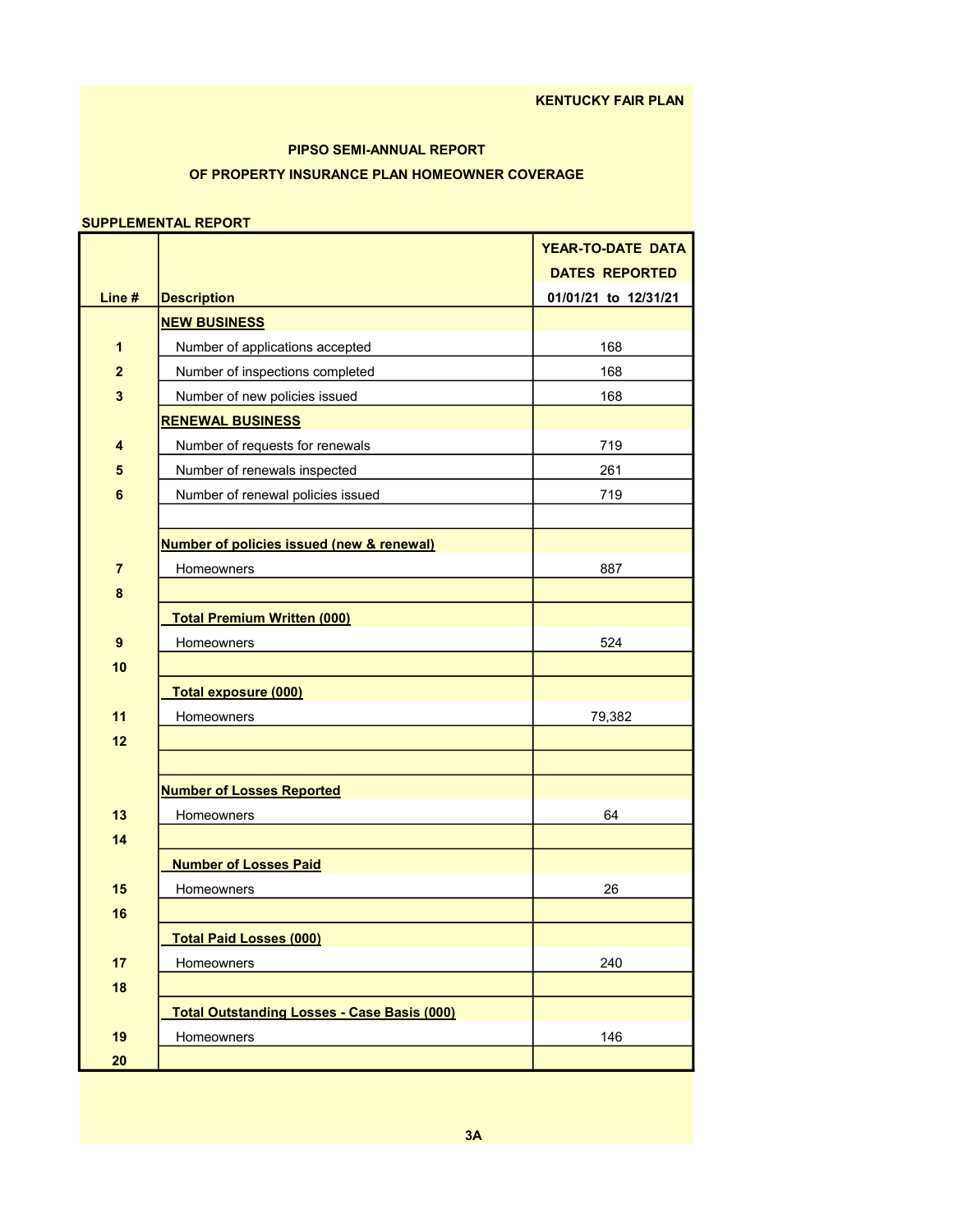KENTUCKY FAIR PLAN

## PIPSO SEMI-ANNUAL REPORT

## OF PROPERTY INSURANCE PLAN HOMEOWNER COVERAGE

SUPPLEMENTAL REPORT

| Line # | Description | YEAR-TO-DATE DATA DATES REPORTED 01/01/21 to 12/31/21 |
|---|---|---|
| | **NEW BUSINESS** | |
| 1 | Number of applications accepted | 168 |
| 2 | Number of inspections completed | 168 |
| 3 | Number of new policies issued | 168 |
| | **RENEWAL BUSINESS** | |
| 4 | Number of requests for renewals | 719 |
| 5 | Number of renewals inspected | 261 |
| 6 | Number of renewal policies issued | 719 |
| | | |
| | **Number of policies issued (new & renewal)** | |
| 7 | Homeowners | 887 |
| 8 | | |
| | **Total Premium Written (000)** | |
| 9 | Homeowners | 524 |
| 10 | | |
| | **Total exposure (000)** | |
| 11 | Homeowners | 79,382 |
| 12 | | |
| | | |
| | **Number of Losses Reported** | |
| 13 | Homeowners | 64 |
| 14 | | |
| | **Number of Losses Paid** | |
| 15 | Homeowners | 26 |
| 16 | | |
| | **Total Paid Losses (000)** | |
| 17 | Homeowners | 240 |
| 18 | | |
| | **Total Outstanding Losses - Case Basis (000)** | |
| 19 | Homeowners | 146 |
| 20 | | |

3A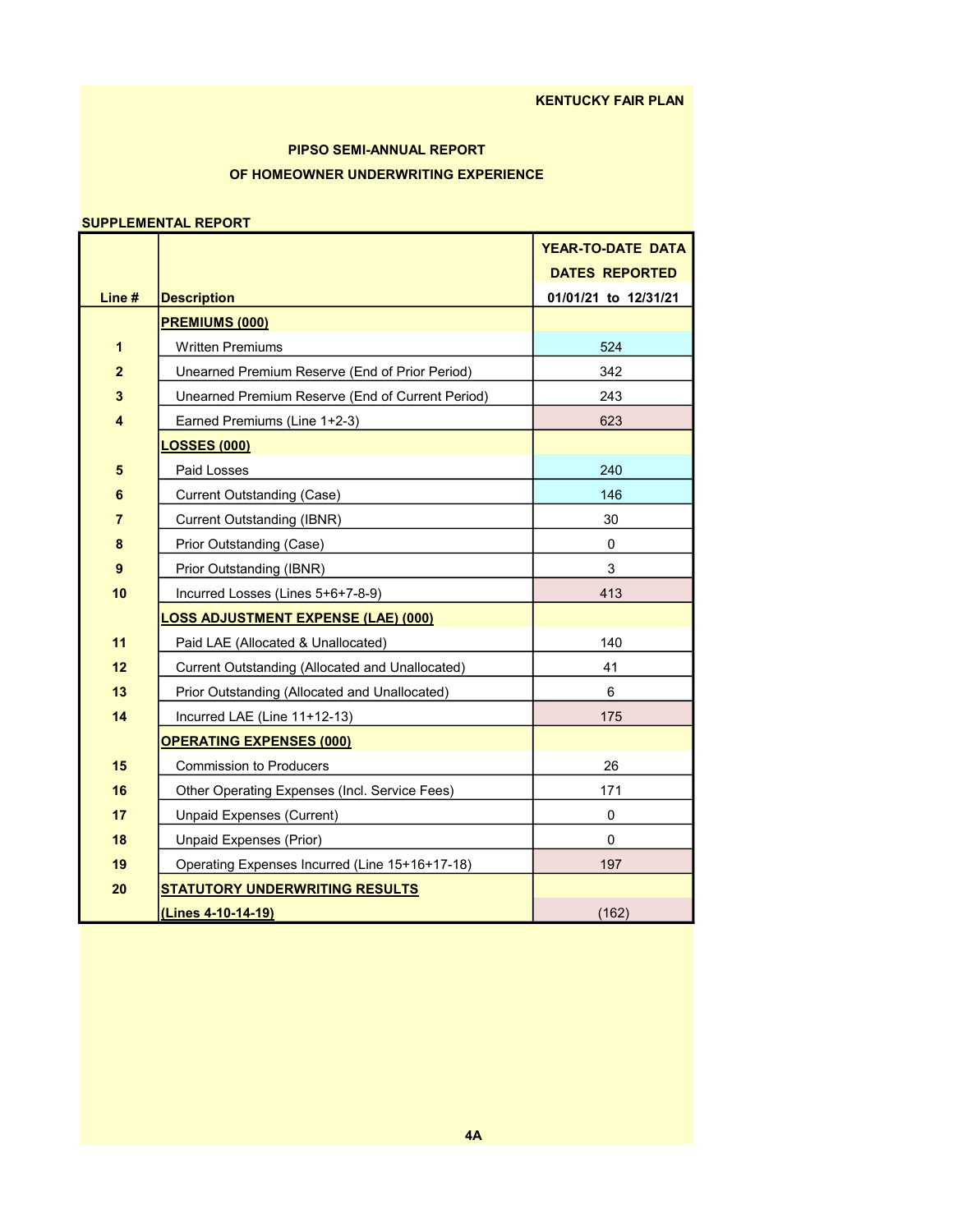**KENTUCKY FAIR PLAN**

## PIPSO SEMI-ANNUAL REPORT
## OF HOMEOWNER UNDERWRITING EXPERIENCE

**SUPPLEMENTAL REPORT**

| Line # | Description | YEAR-TO-DATE DATA DATES REPORTED 01/01/21 to 12/31/21 |
|---|---|---|
| | **PREMIUMS (000)** | |
| 1 | Written Premiums | 524 |
| 2 | Unearned Premium Reserve (End of Prior Period) | 342 |
| 3 | Unearned Premium Reserve (End of Current Period) | 243 |
| 4 | Earned Premiums (Line 1+2-3) | 623 |
| | **LOSSES (000)** | |
| 5 | Paid Losses | 240 |
| 6 | Current Outstanding (Case) | 146 |
| 7 | Current Outstanding (IBNR) | 30 |
| 8 | Prior Outstanding (Case) | 0 |
| 9 | Prior Outstanding (IBNR) | 3 |
| 10 | Incurred Losses (Lines 5+6+7-8-9) | 413 |
| | **LOSS ADJUSTMENT EXPENSE (LAE) (000)** | |
| 11 | Paid LAE (Allocated & Unallocated) | 140 |
| 12 | Current Outstanding (Allocated and Unallocated) | 41 |
| 13 | Prior Outstanding (Allocated and Unallocated) | 6 |
| 14 | Incurred LAE (Line 11+12-13) | 175 |
| | **OPERATING EXPENSES (000)** | |
| 15 | Commission to Producers | 26 |
| 16 | Other Operating Expenses (Incl. Service Fees) | 171 |
| 17 | Unpaid Expenses (Current) | 0 |
| 18 | Unpaid Expenses (Prior) | 0 |
| 19 | Operating Expenses Incurred (Line 15+16+17-18) | 197 |
| 20 | **STATUTORY UNDERWRITING RESULTS (Lines 4-10-14-19)** | (162) |

4A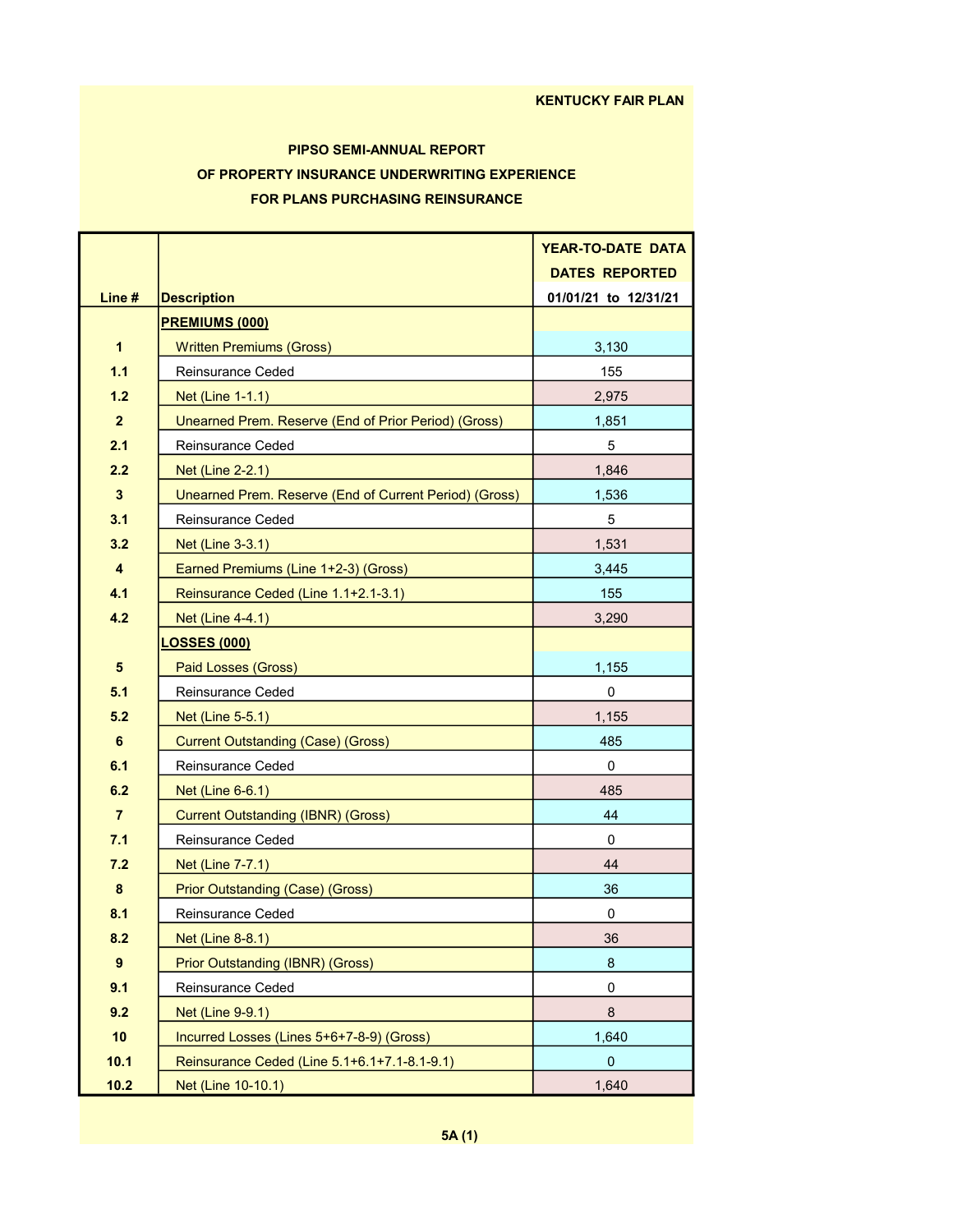KENTUCKY FAIR PLAN

## PIPSO SEMI-ANNUAL REPORT
## OF PROPERTY INSURANCE UNDERWRITING EXPERIENCE
## FOR PLANS PURCHASING REINSURANCE

| Line # | Description | YEAR-TO-DATE DATA DATES REPORTED 01/01/21 to 12/31/21 |
|---|---|---|
| | **PREMIUMS (000)** | |
| 1 | Written Premiums (Gross) | 3,130 |
| 1.1 | Reinsurance Ceded | 155 |
| 1.2 | Net (Line 1-1.1) | 2,975 |
| 2 | Unearned Prem. Reserve (End of Prior Period) (Gross) | 1,851 |
| 2.1 | Reinsurance Ceded | 5 |
| 2.2 | Net (Line 2-2.1) | 1,846 |
| 3 | Unearned Prem. Reserve (End of Current Period) (Gross) | 1,536 |
| 3.1 | Reinsurance Ceded | 5 |
| 3.2 | Net (Line 3-3.1) | 1,531 |
| 4 | Earned Premiums (Line 1+2-3) (Gross) | 3,445 |
| 4.1 | Reinsurance Ceded (Line 1.1+2.1-3.1) | 155 |
| 4.2 | Net (Line 4-4.1) | 3,290 |
| | **LOSSES (000)** | |
| 5 | Paid Losses (Gross) | 1,155 |
| 5.1 | Reinsurance Ceded | 0 |
| 5.2 | Net (Line 5-5.1) | 1,155 |
| 6 | Current Outstanding (Case) (Gross) | 485 |
| 6.1 | Reinsurance Ceded | 0 |
| 6.2 | Net (Line 6-6.1) | 485 |
| 7 | Current Outstanding (IBNR) (Gross) | 44 |
| 7.1 | Reinsurance Ceded | 0 |
| 7.2 | Net (Line 7-7.1) | 44 |
| 8 | Prior Outstanding (Case) (Gross) | 36 |
| 8.1 | Reinsurance Ceded | 0 |
| 8.2 | Net (Line 8-8.1) | 36 |
| 9 | Prior Outstanding (IBNR) (Gross) | 8 |
| 9.1 | Reinsurance Ceded | 0 |
| 9.2 | Net (Line 9-9.1) | 8 |
| 10 | Incurred Losses (Lines 5+6+7-8-9) (Gross) | 1,640 |
| 10.1 | Reinsurance Ceded (Line 5.1+6.1+7.1-8.1-9.1) | 0 |
| 10.2 | Net (Line 10-10.1) | 1,640 |

5A (1)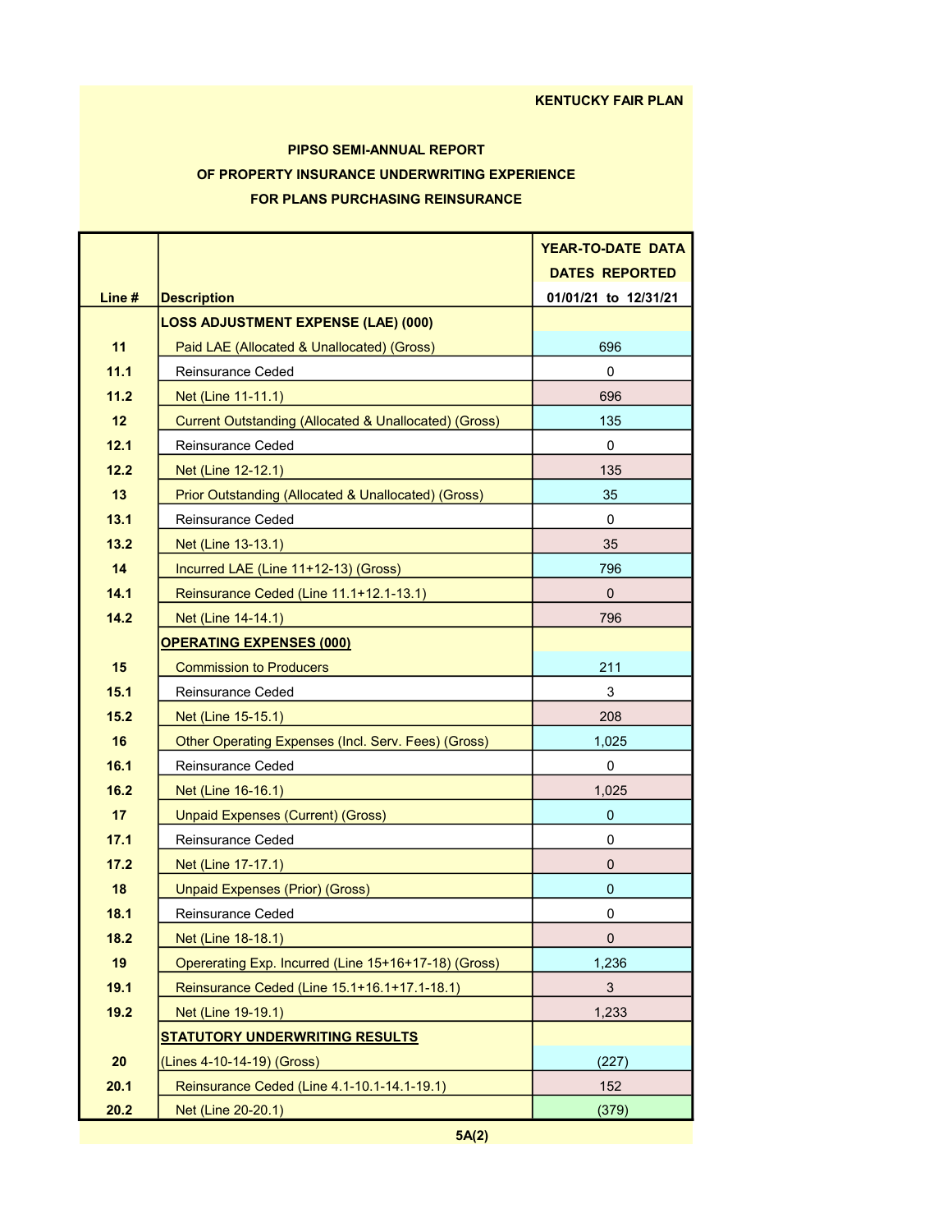KENTUCKY FAIR PLAN

## PIPSO SEMI-ANNUAL REPORT
## OF PROPERTY INSURANCE UNDERWRITING EXPERIENCE
## FOR PLANS PURCHASING REINSURANCE

| Line # | Description | YEAR-TO-DATE DATA DATES REPORTED 01/01/21 to 12/31/21 |
|---|---|---|
| | **LOSS ADJUSTMENT EXPENSE (LAE) (000)** | |
| **11** | Paid LAE (Allocated & Unallocated) (Gross) | 696 |
| **11.1** | Reinsurance Ceded | 0 |
| **11.2** | Net (Line 11-11.1) | 696 |
| **12** | Current Outstanding (Allocated & Unallocated) (Gross) | 135 |
| **12.1** | Reinsurance Ceded | 0 |
| **12.2** | Net (Line 12-12.1) | 135 |
| **13** | Prior Outstanding (Allocated & Unallocated) (Gross) | 35 |
| **13.1** | Reinsurance Ceded | 0 |
| **13.2** | Net (Line 13-13.1) | 35 |
| **14** | Incurred LAE (Line 11+12-13) (Gross) | 796 |
| **14.1** | Reinsurance Ceded (Line 11.1+12.1-13.1) | 0 |
| **14.2** | Net (Line 14-14.1) | 796 |
| | **OPERATING EXPENSES (000)** | |
| **15** | Commission to Producers | 211 |
| **15.1** | Reinsurance Ceded | 3 |
| **15.2** | Net (Line 15-15.1) | 208 |
| **16** | Other Operating Expenses (Incl. Serv. Fees) (Gross) | 1,025 |
| **16.1** | Reinsurance Ceded | 0 |
| **16.2** | Net (Line 16-16.1) | 1,025 |
| **17** | Unpaid Expenses (Current) (Gross) | 0 |
| **17.1** | Reinsurance Ceded | 0 |
| **17.2** | Net (Line 17-17.1) | 0 |
| **18** | Unpaid Expenses (Prior) (Gross) | 0 |
| **18.1** | Reinsurance Ceded | 0 |
| **18.2** | Net (Line 18-18.1) | 0 |
| **19** | Opererating Exp. Incurred (Line 15+16+17-18) (Gross) | 1,236 |
| **19.1** | Reinsurance Ceded (Line 15.1+16.1+17.1-18.1) | 3 |
| **19.2** | Net (Line 19-19.1) | 1,233 |
| | **STATUTORY UNDERWRITING RESULTS** | |
| **20** | (Lines 4-10-14-19) (Gross) | (227) |
| **20.1** | Reinsurance Ceded (Line 4.1-10.1-14.1-19.1) | 152 |
| **20.2** | Net (Line 20-20.1) | (379) |

5A(2)